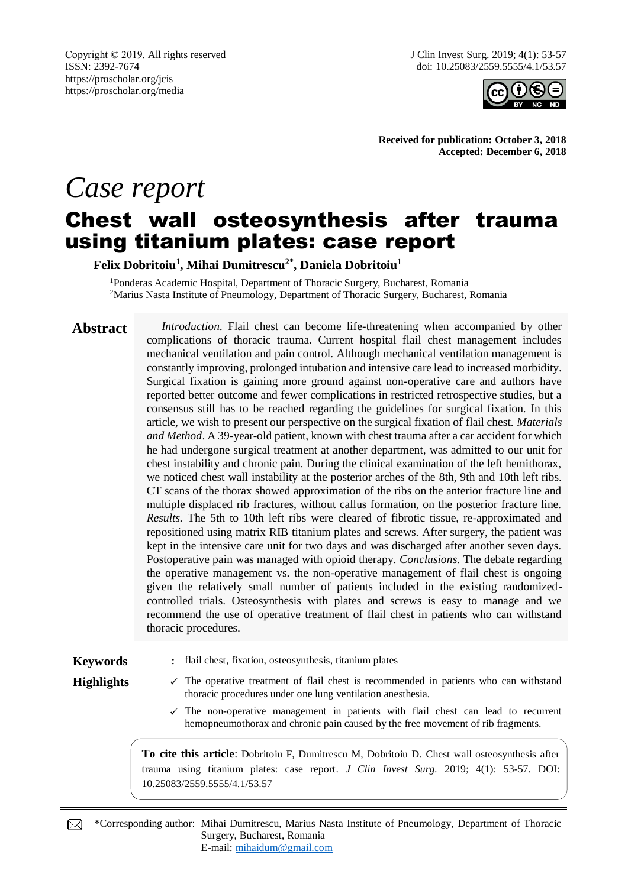Copyright © 2019. All rights reserved
ISSN: 2392-7674
https://proscholar.org/jcis
https://proscholar.org/media

J Clin Invest Surg. 2019; 4(1): 53-57
doi: 10.25083/2559.5555/4.1/53.57

**Received for publication: October 3, 2018**
**Accepted: December 6, 2018**

*Case report*

# Chest wall osteosynthesis after trauma using titanium plates: case report

**Felix Dobritoiu[1], Mihai Dumitrescu[2*], Daniela Dobritoiu[1]**

[1]Ponderas Academic Hospital, Department of Thoracic Surgery, Bucharest, Romania
[2]Marius Nasta Institute of Pneumology, Department of Thoracic Surgery, Bucharest, Romania

## Abstract

*Introduction.* Flail chest can become life-threatening when accompanied by other complications of thoracic trauma. Current hospital flail chest management includes mechanical ventilation and pain control. Although mechanical ventilation management is constantly improving, prolonged intubation and intensive care lead to increased morbidity. Surgical fixation is gaining more ground against non-operative care and authors have reported better outcome and fewer complications in restricted retrospective studies, but a consensus still has to be reached regarding the guidelines for surgical fixation. In this article, we wish to present our perspective on the surgical fixation of flail chest. *Materials and Method*. A 39-year-old patient, known with chest trauma after a car accident for which he had undergone surgical treatment at another department, was admitted to our unit for chest instability and chronic pain. During the clinical examination of the left hemithorax, we noticed chest wall instability at the posterior arches of the 8th, 9th and 10th left ribs. CT scans of the thorax showed approximation of the ribs on the anterior fracture line and multiple displaced rib fractures, without callus formation, on the posterior fracture line. *Results.* The 5th to 10th left ribs were cleared of fibrotic tissue, re-approximated and repositioned using matrix RIB titanium plates and screws. After surgery, the patient was kept in the intensive care unit for two days and was discharged after another seven days. Postoperative pain was managed with opioid therapy. *Conclusions*. The debate regarding the operative management vs. the non-operative management of flail chest is ongoing given the relatively small number of patients included in the existing randomized-controlled trials. Osteosynthesis with plates and screws is easy to manage and we recommend the use of operative treatment of flail chest in patients who can withstand thoracic procedures.

**Keywords** : flail chest, fixation, osteosynthesis, titanium plates

**Highlights**

- ✓ The operative treatment of flail chest is recommended in patients who can withstand thoracic procedures under one lung ventilation anesthesia.
- ✓ The non-operative management in patients with flail chest can lead to recurrent hemopneumothorax and chronic pain caused by the free movement of rib fragments.

**To cite this article**: Dobritoiu F, Dumitrescu M, Dobritoiu D. Chest wall osteosynthesis after trauma using titanium plates: case report. *J Clin Invest Surg.* 2019; 4(1): 53-57. DOI: 10.25083/2559.5555/4.1/53.57

*Corresponding author: Mihai Dumitrescu, Marius Nasta Institute of Pneumology, Department of Thoracic Surgery, Bucharest, Romania
E-mail: mihaidum@gmail.com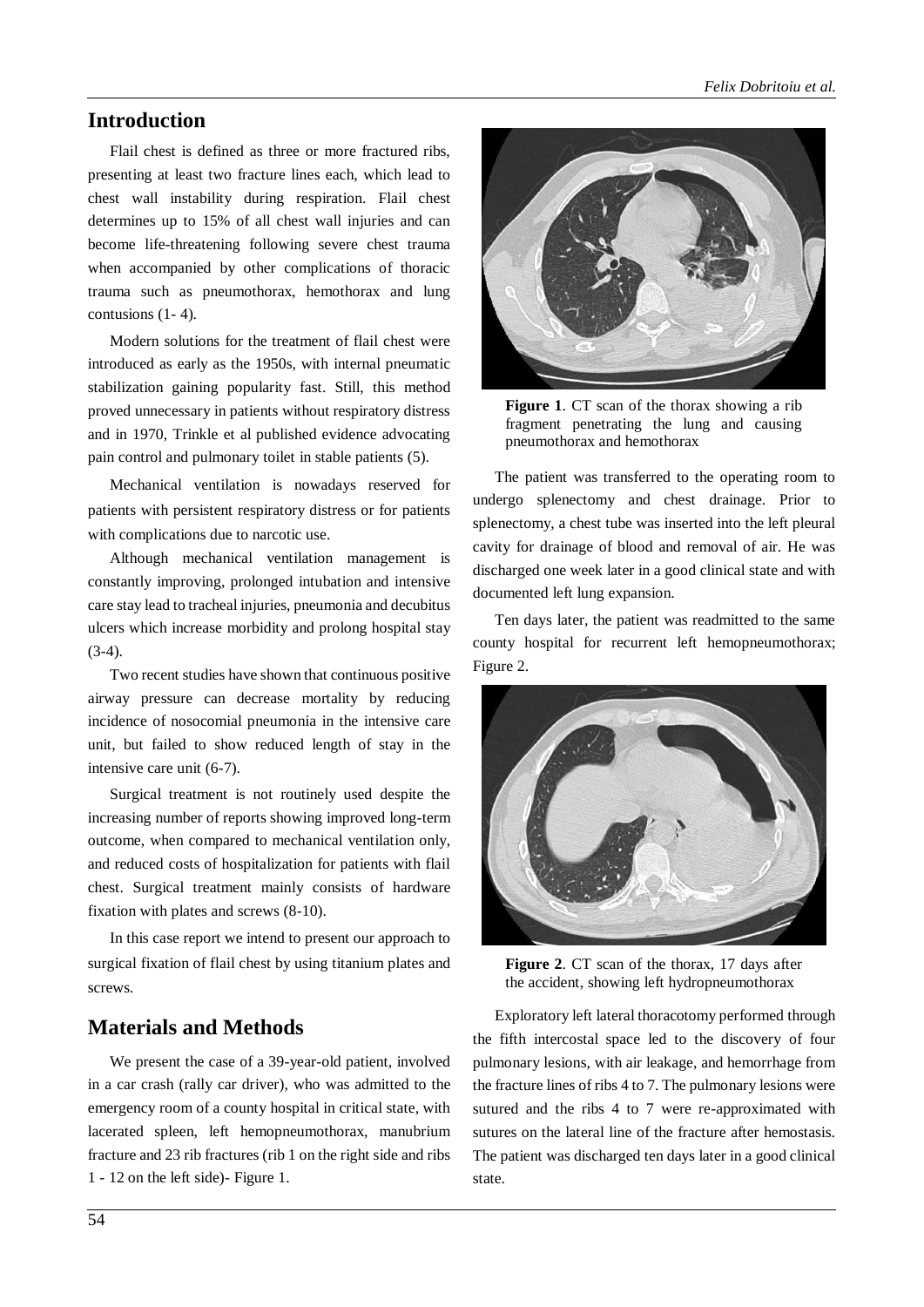## Introduction

Flail chest is defined as three or more fractured ribs, presenting at least two fracture lines each, which lead to chest wall instability during respiration. Flail chest determines up to 15% of all chest wall injuries and can become life-threatening following severe chest trauma when accompanied by other complications of thoracic trauma such as pneumothorax, hemothorax and lung contusions (1- 4).

Modern solutions for the treatment of flail chest were introduced as early as the 1950s, with internal pneumatic stabilization gaining popularity fast. Still, this method proved unnecessary in patients without respiratory distress and in 1970, Trinkle et al published evidence advocating pain control and pulmonary toilet in stable patients (5).

Mechanical ventilation is nowadays reserved for patients with persistent respiratory distress or for patients with complications due to narcotic use.

Although mechanical ventilation management is constantly improving, prolonged intubation and intensive care stay lead to tracheal injuries, pneumonia and decubitus ulcers which increase morbidity and prolong hospital stay (3-4).

Two recent studies have shown that continuous positive airway pressure can decrease mortality by reducing incidence of nosocomial pneumonia in the intensive care unit, but failed to show reduced length of stay in the intensive care unit (6-7).

Surgical treatment is not routinely used despite the increasing number of reports showing improved long-term outcome, when compared to mechanical ventilation only, and reduced costs of hospitalization for patients with flail chest. Surgical treatment mainly consists of hardware fixation with plates and screws (8-10).

In this case report we intend to present our approach to surgical fixation of flail chest by using titanium plates and screws.

## Materials and Methods

We present the case of a 39-year-old patient, involved in a car crash (rally car driver), who was admitted to the emergency room of a county hospital in critical state, with lacerated spleen, left hemopneumothorax, manubrium fracture and 23 rib fractures (rib 1 on the right side and ribs 1 - 12 on the left side)- Figure 1.

**Figure 1**. CT scan of the thorax showing a rib fragment penetrating the lung and causing pneumothorax and hemothorax

The patient was transferred to the operating room to undergo splenectomy and chest drainage. Prior to splenectomy, a chest tube was inserted into the left pleural cavity for drainage of blood and removal of air. He was discharged one week later in a good clinical state and with documented left lung expansion.

Ten days later, the patient was readmitted to the same county hospital for recurrent left hemopneumothorax; Figure 2.

**Figure 2**. CT scan of the thorax, 17 days after the accident, showing left hydropneumothorax

Exploratory left lateral thoracotomy performed through the fifth intercostal space led to the discovery of four pulmonary lesions, with air leakage, and hemorrhage from the fracture lines of ribs 4 to 7. The pulmonary lesions were sutured and the ribs 4 to 7 were re-approximated with sutures on the lateral line of the fracture after hemostasis. The patient was discharged ten days later in a good clinical state.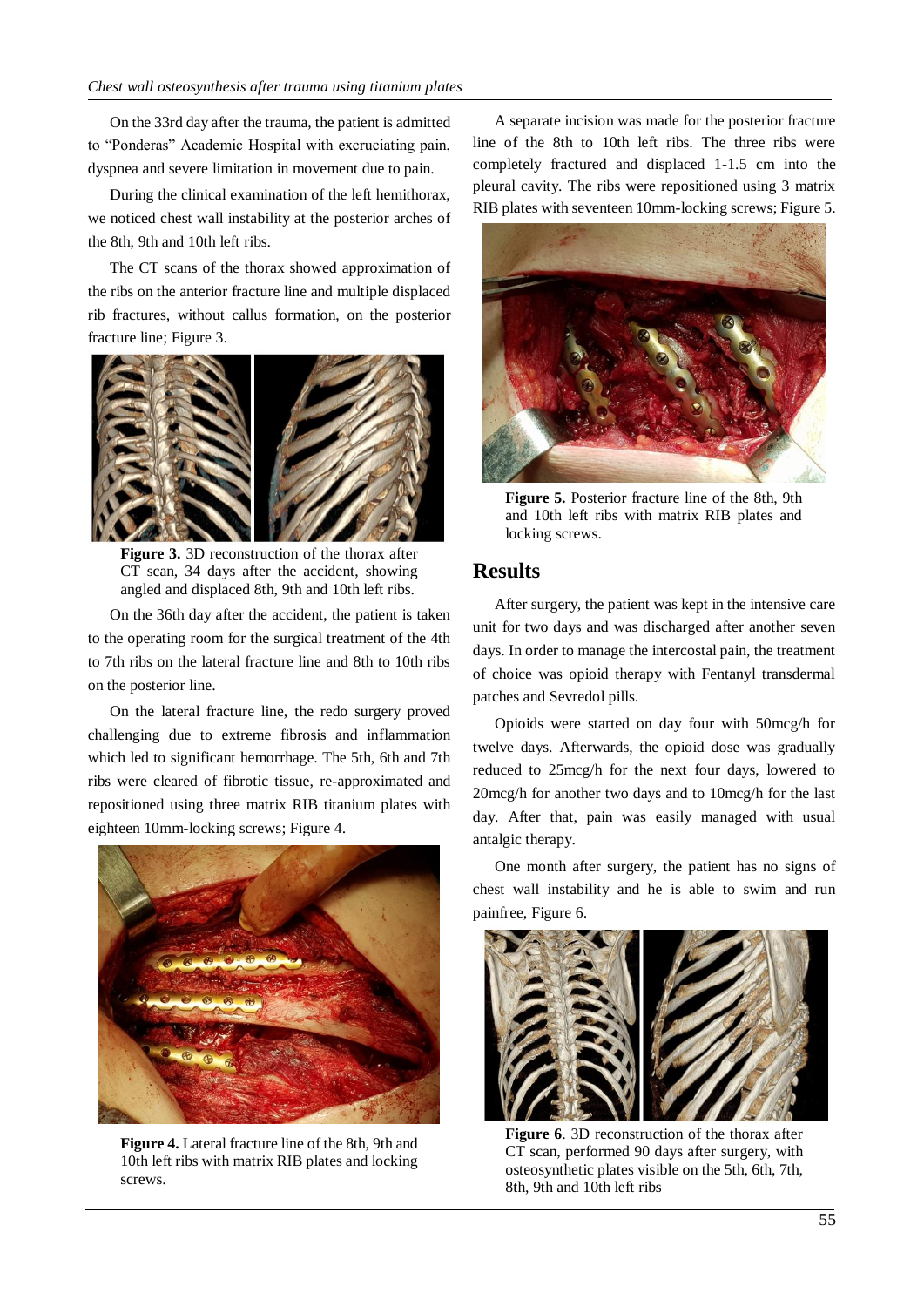On the 33rd day after the trauma, the patient is admitted to "Ponderas" Academic Hospital with excruciating pain, dyspnea and severe limitation in movement due to pain.

During the clinical examination of the left hemithorax, we noticed chest wall instability at the posterior arches of the 8th, 9th and 10th left ribs.

The CT scans of the thorax showed approximation of the ribs on the anterior fracture line and multiple displaced rib fractures, without callus formation, on the posterior fracture line; Figure 3.

**Figure 3.** 3D reconstruction of the thorax after CT scan, 34 days after the accident, showing angled and displaced 8th, 9th and 10th left ribs.

On the 36th day after the accident, the patient is taken to the operating room for the surgical treatment of the 4th to 7th ribs on the lateral fracture line and 8th to 10th ribs on the posterior line.

On the lateral fracture line, the redo surgery proved challenging due to extreme fibrosis and inflammation which led to significant hemorrhage. The 5th, 6th and 7th ribs were cleared of fibrotic tissue, re-approximated and repositioned using three matrix RIB titanium plates with eighteen 10mm-locking screws; Figure 4.

**Figure 4.** Lateral fracture line of the 8th, 9th and 10th left ribs with matrix RIB plates and locking screws.

A separate incision was made for the posterior fracture line of the 8th to 10th left ribs. The three ribs were completely fractured and displaced 1-1.5 cm into the pleural cavity. The ribs were repositioned using 3 matrix RIB plates with seventeen 10mm-locking screws; Figure 5.

**Figure 5.** Posterior fracture line of the 8th, 9th and 10th left ribs with matrix RIB plates and locking screws.

## Results

After surgery, the patient was kept in the intensive care unit for two days and was discharged after another seven days. In order to manage the intercostal pain, the treatment of choice was opioid therapy with Fentanyl transdermal patches and Sevredol pills.

Opioids were started on day four with 50mcg/h for twelve days. Afterwards, the opioid dose was gradually reduced to 25mcg/h for the next four days, lowered to 20mcg/h for another two days and to 10mcg/h for the last day. After that, pain was easily managed with usual antalgic therapy.

One month after surgery, the patient has no signs of chest wall instability and he is able to swim and run painfree, Figure 6.

**Figure 6**. 3D reconstruction of the thorax after CT scan, performed 90 days after surgery, with osteosynthetic plates visible on the 5th, 6th, 7th, 8th, 9th and 10th left ribs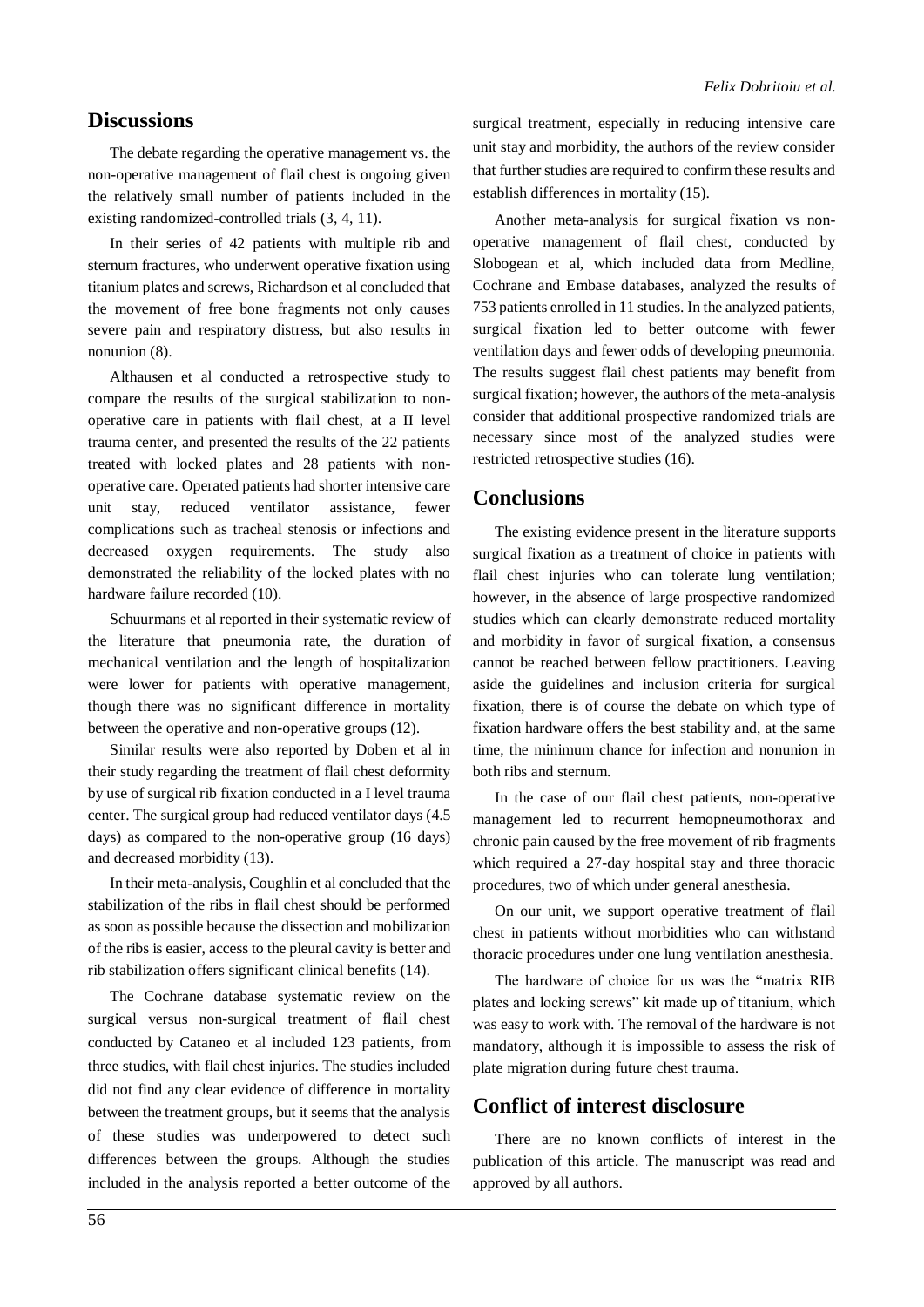## Discussions

The debate regarding the operative management vs. the non-operative management of flail chest is ongoing given the relatively small number of patients included in the existing randomized-controlled trials (3, 4, 11).

In their series of 42 patients with multiple rib and sternum fractures, who underwent operative fixation using titanium plates and screws, Richardson et al concluded that the movement of free bone fragments not only causes severe pain and respiratory distress, but also results in nonunion (8).

Althausen et al conducted a retrospective study to compare the results of the surgical stabilization to non-operative care in patients with flail chest, at a II level trauma center, and presented the results of the 22 patients treated with locked plates and 28 patients with non-operative care. Operated patients had shorter intensive care unit stay, reduced ventilator assistance, fewer complications such as tracheal stenosis or infections and decreased oxygen requirements. The study also demonstrated the reliability of the locked plates with no hardware failure recorded (10).

Schuurmans et al reported in their systematic review of the literature that pneumonia rate, the duration of mechanical ventilation and the length of hospitalization were lower for patients with operative management, though there was no significant difference in mortality between the operative and non-operative groups (12).

Similar results were also reported by Doben et al in their study regarding the treatment of flail chest deformity by use of surgical rib fixation conducted in a I level trauma center. The surgical group had reduced ventilator days (4.5 days) as compared to the non-operative group (16 days) and decreased morbidity (13).

In their meta-analysis, Coughlin et al concluded that the stabilization of the ribs in flail chest should be performed as soon as possible because the dissection and mobilization of the ribs is easier, access to the pleural cavity is better and rib stabilization offers significant clinical benefits (14).

The Cochrane database systematic review on the surgical versus non-surgical treatment of flail chest conducted by Cataneo et al included 123 patients, from three studies, with flail chest injuries. The studies included did not find any clear evidence of difference in mortality between the treatment groups, but it seems that the analysis of these studies was underpowered to detect such differences between the groups. Although the studies included in the analysis reported a better outcome of the surgical treatment, especially in reducing intensive care unit stay and morbidity, the authors of the review consider that further studies are required to confirm these results and establish differences in mortality (15).

Another meta-analysis for surgical fixation vs non-operative management of flail chest, conducted by Slobogean et al, which included data from Medline, Cochrane and Embase databases, analyzed the results of 753 patients enrolled in 11 studies. In the analyzed patients, surgical fixation led to better outcome with fewer ventilation days and fewer odds of developing pneumonia. The results suggest flail chest patients may benefit from surgical fixation; however, the authors of the meta-analysis consider that additional prospective randomized trials are necessary since most of the analyzed studies were restricted retrospective studies (16).

## Conclusions

The existing evidence present in the literature supports surgical fixation as a treatment of choice in patients with flail chest injuries who can tolerate lung ventilation; however, in the absence of large prospective randomized studies which can clearly demonstrate reduced mortality and morbidity in favor of surgical fixation, a consensus cannot be reached between fellow practitioners. Leaving aside the guidelines and inclusion criteria for surgical fixation, there is of course the debate on which type of fixation hardware offers the best stability and, at the same time, the minimum chance for infection and nonunion in both ribs and sternum.

In the case of our flail chest patients, non-operative management led to recurrent hemopneumothorax and chronic pain caused by the free movement of rib fragments which required a 27-day hospital stay and three thoracic procedures, two of which under general anesthesia.

On our unit, we support operative treatment of flail chest in patients without morbidities who can withstand thoracic procedures under one lung ventilation anesthesia.

The hardware of choice for us was the "matrix RIB plates and locking screws" kit made up of titanium, which was easy to work with. The removal of the hardware is not mandatory, although it is impossible to assess the risk of plate migration during future chest trauma.

## Conflict of interest disclosure

There are no known conflicts of interest in the publication of this article. The manuscript was read and approved by all authors.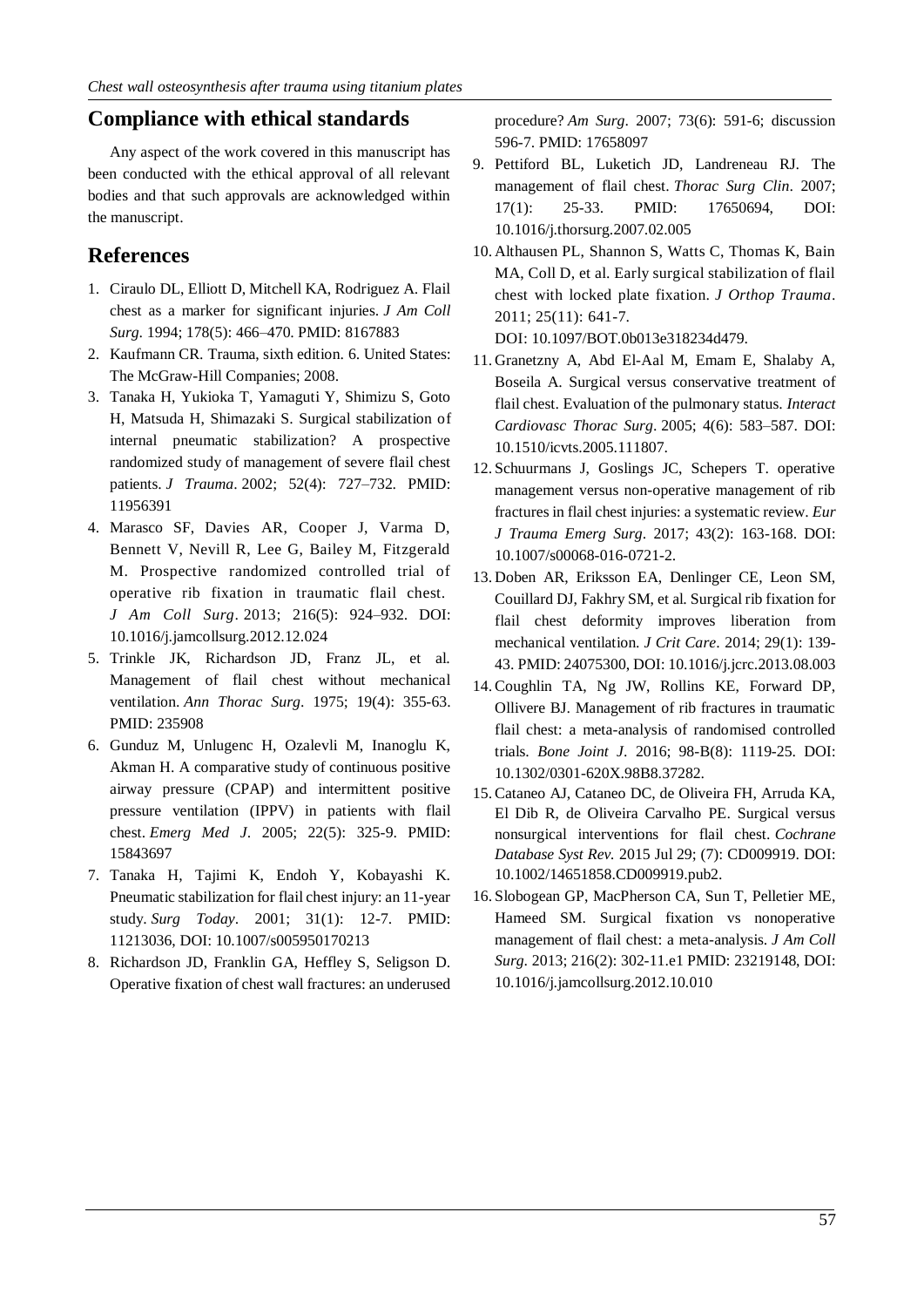## Compliance with ethical standards

Any aspect of the work covered in this manuscript has been conducted with the ethical approval of all relevant bodies and that such approvals are acknowledged within the manuscript.

## References

1. Ciraulo DL, Elliott D, Mitchell KA, Rodriguez A. Flail chest as a marker for significant injuries. *J Am Coll Surg*. 1994; 178(5): 466–470. PMID: 8167883
2. Kaufmann CR. Trauma, sixth edition. 6. United States: The McGraw-Hill Companies; 2008.
3. Tanaka H, Yukioka T, Yamaguti Y, Shimizu S, Goto H, Matsuda H, Shimazaki S. Surgical stabilization of internal pneumatic stabilization? A prospective randomized study of management of severe flail chest patients. *J Trauma*. 2002; 52(4): 727–732. PMID: 11956391
4. Marasco SF, Davies AR, Cooper J, Varma D, Bennett V, Nevill R, Lee G, Bailey M, Fitzgerald M. Prospective randomized controlled trial of operative rib fixation in traumatic flail chest. *J Am Coll Surg*. 2013; 216(5): 924–932. DOI: 10.1016/j.jamcollsurg.2012.12.024
5. Trinkle JK, Richardson JD, Franz JL, et al. Management of flail chest without mechanical ventilation. *Ann Thorac Surg*. 1975; 19(4): 355-63. PMID: 235908
6. Gunduz M, Unlugenc H, Ozalevli M, Inanoglu K, Akman H. A comparative study of continuous positive airway pressure (CPAP) and intermittent positive pressure ventilation (IPPV) in patients with flail chest. *Emerg Med J*. 2005; 22(5): 325-9. PMID: 15843697
7. Tanaka H, Tajimi K, Endoh Y, Kobayashi K. Pneumatic stabilization for flail chest injury: an 11-year study. *Surg Today*. 2001; 31(1): 12-7. PMID: 11213036, DOI: 10.1007/s005950170213
8. Richardson JD, Franklin GA, Heffley S, Seligson D. Operative fixation of chest wall fractures: an underused procedure? *Am Surg*. 2007; 73(6): 591-6; discussion 596-7. PMID: 17658097
9. Pettiford BL, Luketich JD, Landreneau RJ. The management of flail chest. *Thorac Surg Clin*. 2007; 17(1): 25-33. PMID: 17650694, DOI: 10.1016/j.thorsurg.2007.02.005
10. Althausen PL, Shannon S, Watts C, Thomas K, Bain MA, Coll D, et al. Early surgical stabilization of flail chest with locked plate fixation. *J Orthop Trauma*. 2011; 25(11): 641-7. DOI: 10.1097/BOT.0b013e318234d479.
11. Granetzny A, Abd El-Aal M, Emam E, Shalaby A, Boseila A. Surgical versus conservative treatment of flail chest. Evaluation of the pulmonary status. *Interact Cardiovasc Thorac Surg*. 2005; 4(6): 583–587. DOI: 10.1510/icvts.2005.111807.
12. Schuurmans J, Goslings JC, Schepers T. operative management versus non-operative management of rib fractures in flail chest injuries: a systematic review. *Eur J Trauma Emerg Surg*. 2017; 43(2): 163-168. DOI: 10.1007/s00068-016-0721-2.
13. Doben AR, Eriksson EA, Denlinger CE, Leon SM, Couillard DJ, Fakhry SM, et al. Surgical rib fixation for flail chest deformity improves liberation from mechanical ventilation. *J Crit Care*. 2014; 29(1): 139-43. PMID: 24075300, DOI: 10.1016/j.jcrc.2013.08.003
14. Coughlin TA, Ng JW, Rollins KE, Forward DP, Ollivere BJ. Management of rib fractures in traumatic flail chest: a meta-analysis of randomised controlled trials. *Bone Joint J*. 2016; 98-B(8): 1119-25. DOI: 10.1302/0301-620X.98B8.37282.
15. Cataneo AJ, Cataneo DC, de Oliveira FH, Arruda KA, El Dib R, de Oliveira Carvalho PE. Surgical versus nonsurgical interventions for flail chest. *Cochrane Database Syst Rev.* 2015 Jul 29; (7): CD009919. DOI: 10.1002/14651858.CD009919.pub2.
16. Slobogean GP, MacPherson CA, Sun T, Pelletier ME, Hameed SM. Surgical fixation vs nonoperative management of flail chest: a meta-analysis. *J Am Coll Surg.* 2013; 216(2): 302-11.e1 PMID: 23219148, DOI: 10.1016/j.jamcollsurg.2012.10.010